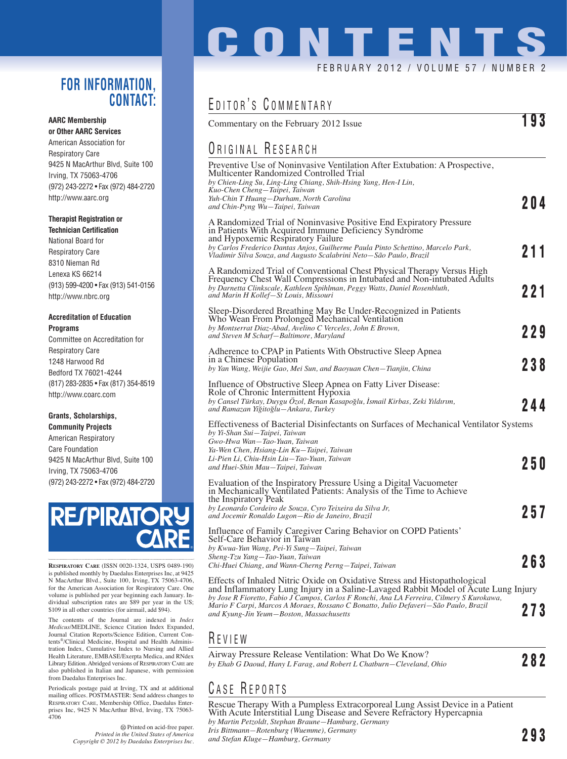# CONTENTS

FEBRUARY 2012 / VOLUME 57 / NUMBER 2

## EDITOR'S COMMENTARY

Commentary on the February 2012 Issue **193**

## ORIGINAL RESEARCH

Preventive Use of Noninvasive Ventilation After Extubation: A Prospective, Multicenter Randomized Controlled Trial
*by Chien-Ling Su, Ling-Ling Chiang, Shih-Hsing Yang, Hen-I Lin, Kuo-Chen Cheng—Taipei, Taiwan*
*Yuh-Chin T Huang—Durham, North Carolina*
*and Chin-Pyng Wu—Taipei, Taiwan* **204**

A Randomized Trial of Noninvasive Positive End Expiratory Pressure in Patients With Acquired Immune Deficiency Syndrome and Hypoxemic Respiratory Failure
*by Carlos Frederico Dantas Anjos, Guilherme Paula Pinto Schettino, Marcelo Park, Vladimir Silva Souza, and Augusto Scalabrini Neto—São Paulo, Brazil* **211**

A Randomized Trial of Conventional Chest Physical Therapy Versus High Frequency Chest Wall Compressions in Intubated and Non-intubated Adults
*by Darnetta Clinkscale, Kathleen Spihlman, Peggy Watts, Daniel Rosenbluth, and Marin H Kollef—St Louis, Missouri* **221**

Sleep-Disordered Breathing May Be Under-Recognized in Patients Who Wean From Prolonged Mechanical Ventilation
*by Montserrat Diaz-Abad, Avelino C Verceles, John E Brown, and Steven M Scharf—Baltimore, Maryland* **229**

Adherence to CPAP in Patients With Obstructive Sleep Apnea in a Chinese Population
*by Yan Wang, Weijie Gao, Mei Sun, and Baoyuan Chen—Tianjin, China* **238**

Influence of Obstructive Sleep Apnea on Fatty Liver Disease: Role of Chronic Intermittent Hypoxia
*by Cansel Türkay, Duygu Özol, Benan Kasapoğlu, İsmail Kirbas, Zeki Yıldırım, and Ramazan Yiğitoğlu—Ankara, Turkey* **244**

Effectiveness of Bacterial Disinfectants on Surfaces of Mechanical Ventilator Systems
*by Yi-Shan Sui—Taipei, Taiwan*
*Gwo-Hwa Wan—Tao-Yuan, Taiwan*
*Ya-Wen Chen, Hsiang-Lin Ku—Taipei, Taiwan*
*Li-Pien Li, Chiu-Hsin Liu—Tao-Yuan, Taiwan*
*and Huei-Shin Mau—Taipei, Taiwan* **250**

Evaluation of the Inspiratory Pressure Using a Digital Vacuometer in Mechanically Ventilated Patients: Analysis of the Time to Achieve the Inspiratory Peak
*by Leonardo Cordeiro de Souza, Cyro Teixeira da Silva Jr, and Jocemir Ronaldo Lugon—Rio de Janeiro, Brazil* **257**

Influence of Family Caregiver Caring Behavior on COPD Patients' Self-Care Behavior in Taiwan
*by Kwua-Yun Wang, Pei-Yi Sung—Taipei, Taiwan*
*Sheng-Tzu Yang—Tao-Yuan, Taiwan*
*Chi-Huei Chiang, and Wann-Cherng Perng—Taipei, Taiwan* **263**

Effects of Inhaled Nitric Oxide on Oxidative Stress and Histopathological and Inflammatory Lung Injury in a Saline-Lavaged Rabbit Model of Acute Lung Injury
*by Jose R Fioretto, Fabio J Campos, Carlos F Ronchi, Ana LA Ferreira, Cilmery S Kurokawa, Mario F Carpi, Marcos A Moraes, Rossano C Bonatto, Julio Defaveri—São Paulo, Brazil and Kyung-Jin Yeum—Boston, Massachusetts* **273**

## REVIEW

Airway Pressure Release Ventilation: What Do We Know?
*by Ehab G Daoud, Hany L Farag, and Robert L Chatburn—Cleveland, Ohio* **282**

## CASE REPORTS

Rescue Therapy With a Pumpless Extracorporeal Lung Assist Device in a Patient With Acute Interstitial Lung Disease and Severe Refractory Hypercapnia
*by Martin Petzoldt, Stephan Braune—Hamburg, Germany*
*Iris Bittmann—Rotenburg (Wuemme), Germany*
*and Stefan Kluge—Hamburg, Germany* **293**

---

## FOR INFORMATION, CONTACT:

**AARC Membership or Other AARC Services**
American Association for Respiratory Care
9425 N MacArthur Blvd, Suite 100
Irving, TX 75063-4706
(972) 243-2272 • Fax (972) 484-2720
http://www.aarc.org

**Therapist Registration or Technician Certification**
National Board for Respiratory Care
8310 Nieman Rd
Lenexa KS 66214
(913) 599-4200 • Fax (913) 541-0156
http://www.nbrc.org

**Accreditation of Education Programs**
Committee on Accreditation for Respiratory Care
1248 Harwood Rd
Bedford TX 76021-4244
(817) 283-2835 • Fax (817) 354-8519
http://www.coarc.com

**Grants, Scholarships, Community Projects**
American Respiratory Care Foundation
9425 N MacArthur Blvd, Suite 100
Irving, TX 75063-4706
(972) 243-2272 • Fax (972) 484-2720

RESPIRATORY CARE

RESPIRATORY CARE (ISSN 0020-1324, USPS 0489-190) is published monthly by Daedalus Enterprises Inc, at 9425 N MacArthur Blvd., Suite 100, Irving, TX 75063-4706, for the American Association for Respiratory Care. One volume is published per year beginning each January. Individual subscription rates are $89 per year in the US; $109 in all other countries (for airmail, add $94).

The contents of the Journal are indexed in *Index Medicus*/MEDLINE, Science Citation Index Expanded, Journal Citation Reports/Science Edition, Current Contents®/Clinical Medicine, Hospital and Health Administration Index, Cumulative Index to Nursing and Allied Health Literature, EMBASE/Exerpta Medica, and RNdex Library Edition. Abridged versions of RESPIRATORY CARE are also published in Italian and Japanese, with permission from Daedalus Enterprises Inc.

Periodicals postage paid at Irving, TX and at additional mailing offices. POSTMASTER: Send address changes to RESPIRATORY CARE, Membership Office, Daedalus Enterprises Inc, 9425 N MacArthur Blvd, Irving, TX 75063-4706

Printed on acid-free paper.
*Printed in the United States of America*
*Copyright © 2012 by Daedalus Enterprises Inc.*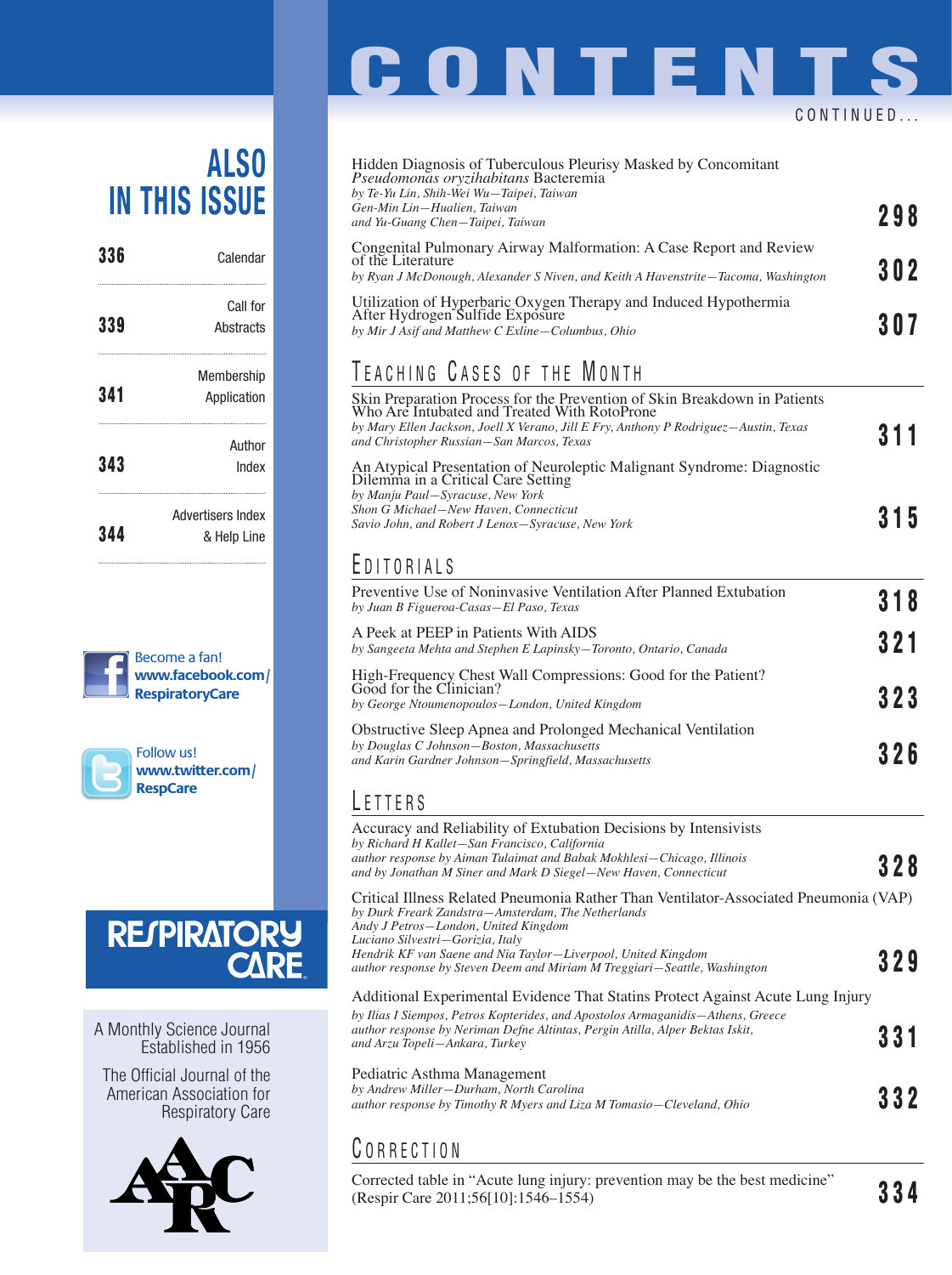# CONTENTS

CONTINUED...

## ALSO IN THIS ISSUE

- 336 Calendar
- 339 Call for Abstracts
- 341 Membership Application
- 343 Author Index
- 344 Advertisers Index & Help Line

Become a fan! www.facebook.com/RespiratoryCare

Follow us! www.twitter.com/RespCare

RESPIRATORY CARE

A Monthly Science Journal Established in 1956

The Official Journal of the American Association for Respiratory Care

AARC

Hidden Diagnosis of Tuberculous Pleurisy Masked by Concomitant *Pseudomonas oryzihabitans* Bacteremia
*by Te-Yu Lin, Shih-Wei Wu—Taipei, Taiwan*
*Gen-Min Lin—Hualien, Taiwan*
*and Yu-Guang Chen—Taipei, Taiwan* — **298**

Congenital Pulmonary Airway Malformation: A Case Report and Review of the Literature
*by Ryan J McDonough, Alexander S Niven, and Keith A Havenstrite—Tacoma, Washington* — **302**

Utilization of Hyperbaric Oxygen Therapy and Induced Hypothermia After Hydrogen Sulfide Exposure
*by Mir J Asif and Matthew C Exline—Columbus, Ohio* — **307**

## Teaching Cases of the Month

Skin Preparation Process for the Prevention of Skin Breakdown in Patients Who Are Intubated and Treated With RotoProne
*by Mary Ellen Jackson, Joell X Verano, Jill E Fry, Anthony P Rodriguez—Austin, Texas*
*and Christopher Russian—San Marcos, Texas* — **311**

An Atypical Presentation of Neuroleptic Malignant Syndrome: Diagnostic Dilemma in a Critical Care Setting
*by Manju Paul—Syracuse, New York*
*Shon G Michael—New Haven, Connecticut*
*Savio John, and Robert J Lenox—Syracuse, New York* — **315**

## Editorials

Preventive Use of Noninvasive Ventilation After Planned Extubation
*by Juan B Figueroa-Casas—El Paso, Texas* — **318**

A Peek at PEEP in Patients With AIDS
*by Sangeeta Mehta and Stephen E Lapinsky—Toronto, Ontario, Canada* — **321**

High-Frequency Chest Wall Compressions: Good for the Patient? Good for the Clinician?
*by George Ntoumenopoulos—London, United Kingdom* — **323**

Obstructive Sleep Apnea and Prolonged Mechanical Ventilation
*by Douglas C Johnson—Boston, Massachusetts*
*and Karin Gardner Johnson—Springfield, Massachusetts* — **326**

## Letters

Accuracy and Reliability of Extubation Decisions by Intensivists
*by Richard H Kallet—San Francisco, California*
*author response by Aiman Tulaimat and Babak Mokhlesi—Chicago, Illinois*
*and by Jonathan M Siner and Mark D Siegel—New Haven, Connecticut* — **328**

Critical Illness Related Pneumonia Rather Than Ventilator-Associated Pneumonia (VAP)
*by Durk Freark Zandstra—Amsterdam, The Netherlands*
*Andy J Petros—London, United Kingdom*
*Luciano Silvestri—Gorizia, Italy*
*Hendrik KF van Saene and Nia Taylor—Liverpool, United Kingdom*
*author response by Steven Deem and Miriam M Treggiari—Seattle, Washington* — **329**

Additional Experimental Evidence That Statins Protect Against Acute Lung Injury
*by Ilias I Siempos, Petros Kopterides, and Apostolos Armaganidis—Athens, Greece*
*author response by Neriman Defne Altintas, Pergin Atilla, Alper Bektas Iskit,*
*and Arzu Topeli—Ankara, Turkey* — **331**

Pediatric Asthma Management
*by Andrew Miller—Durham, North Carolina*
*author response by Timothy R Myers and Liza M Tomasio—Cleveland, Ohio* — **332**

## Correction

Corrected table in "Acute lung injury: prevention may be the best medicine" (Respir Care 2011;56[10]:1546–1554) — **334**